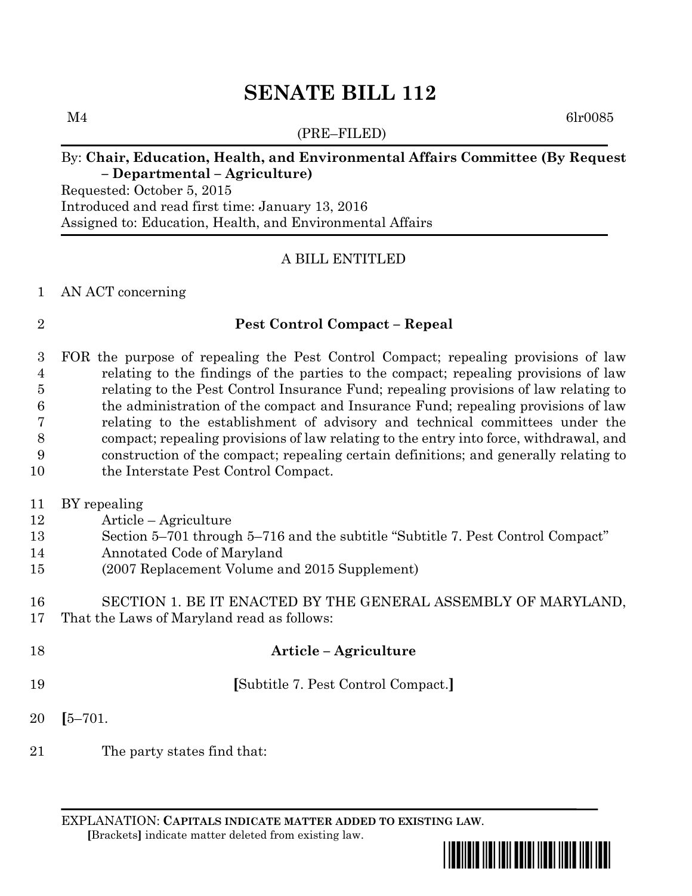# SENATE BILL 112

M4 6lr0085

(PRE–FILED)

By: **Chair, Education, Health, and Environmental Affairs Committee (By Request – Departmental – Agriculture)**

Requested: October 5, 2015
Introduced and read first time: January 13, 2016
Assigned to: Education, Health, and Environmental Affairs

A BILL ENTITLED

1 AN ACT concerning

2 **Pest Control Compact – Repeal**

3 FOR the purpose of repealing the Pest Control Compact; repealing provisions of law
4 relating to the findings of the parties to the compact; repealing provisions of law
5 relating to the Pest Control Insurance Fund; repealing provisions of law relating to
6 the administration of the compact and Insurance Fund; repealing provisions of law
7 relating to the establishment of advisory and technical committees under the
8 compact; repealing provisions of law relating to the entry into force, withdrawal, and
9 construction of the compact; repealing certain definitions; and generally relating to
10 the Interstate Pest Control Compact.

11 BY repealing
12 Article – Agriculture
13 Section 5–701 through 5–716 and the subtitle "Subtitle 7. Pest Control Compact"
14 Annotated Code of Maryland
15 (2007 Replacement Volume and 2015 Supplement)

16 SECTION 1. BE IT ENACTED BY THE GENERAL ASSEMBLY OF MARYLAND,
17 That the Laws of Maryland read as follows:

18 **Article – Agriculture**

19 **[**Subtitle 7. Pest Control Compact.**]**

20 **[**5–701.

21 The party states find that:

EXPLANATION: **CAPITALS INDICATE MATTER ADDED TO EXISTING LAW.**
**[**Brackets**]** indicate matter deleted from existing law.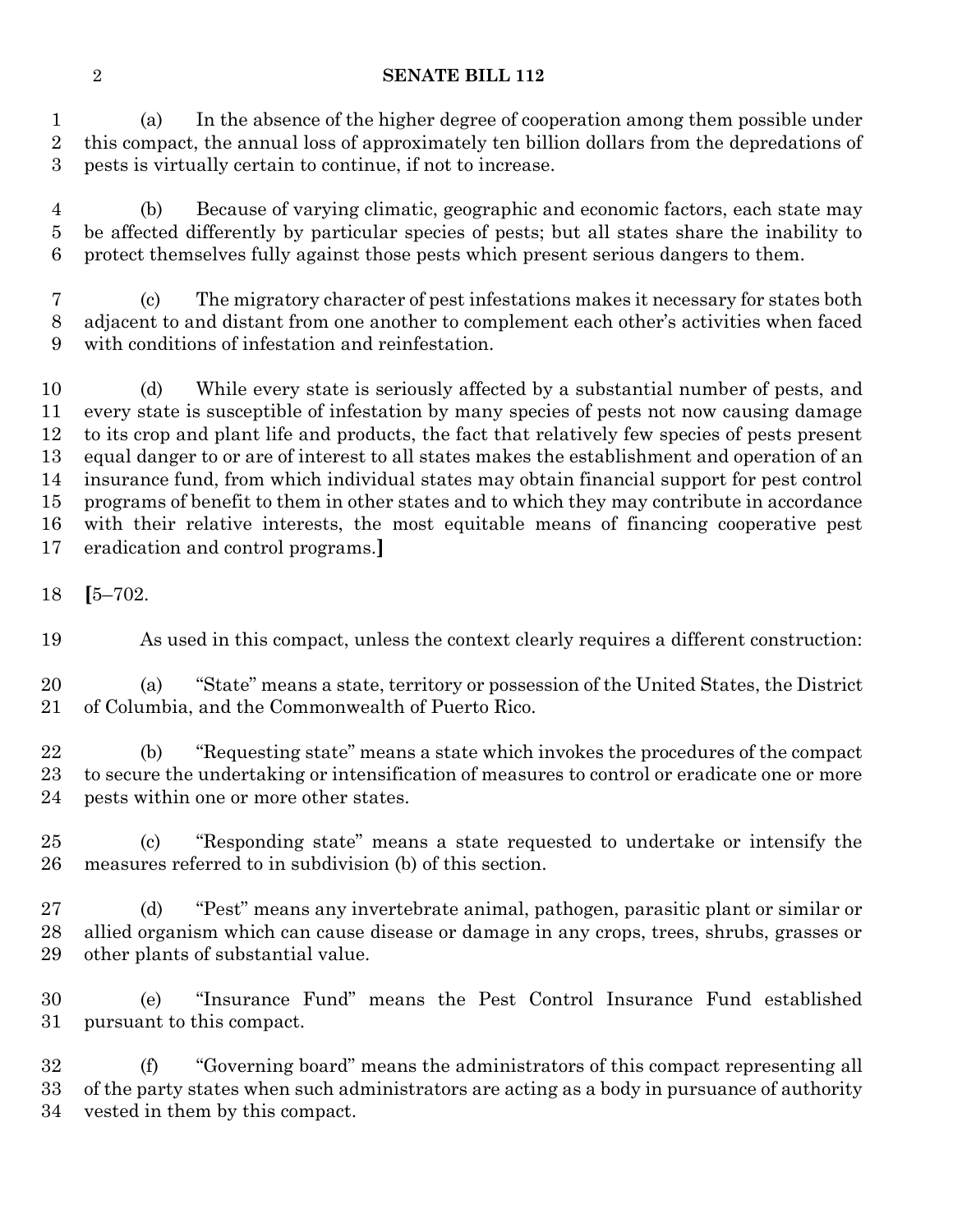(a) In the absence of the higher degree of cooperation among them possible under this compact, the annual loss of approximately ten billion dollars from the depredations of pests is virtually certain to continue, if not to increase.

(b) Because of varying climatic, geographic and economic factors, each state may be affected differently by particular species of pests; but all states share the inability to protect themselves fully against those pests which present serious dangers to them.

(c) The migratory character of pest infestations makes it necessary for states both adjacent to and distant from one another to complement each other's activities when faced with conditions of infestation and reinfestation.

(d) While every state is seriously affected by a substantial number of pests, and every state is susceptible of infestation by many species of pests not now causing damage to its crop and plant life and products, the fact that relatively few species of pests present equal danger to or are of interest to all states makes the establishment and operation of an insurance fund, from which individual states may obtain financial support for pest control programs of benefit to them in other states and to which they may contribute in accordance with their relative interests, the most equitable means of financing cooperative pest eradication and control programs.**]**

**[**5–702.

As used in this compact, unless the context clearly requires a different construction:

(a) "State" means a state, territory or possession of the United States, the District of Columbia, and the Commonwealth of Puerto Rico.

(b) "Requesting state" means a state which invokes the procedures of the compact to secure the undertaking or intensification of measures to control or eradicate one or more pests within one or more other states.

(c) "Responding state" means a state requested to undertake or intensify the measures referred to in subdivision (b) of this section.

(d) "Pest" means any invertebrate animal, pathogen, parasitic plant or similar or allied organism which can cause disease or damage in any crops, trees, shrubs, grasses or other plants of substantial value.

(e) "Insurance Fund" means the Pest Control Insurance Fund established pursuant to this compact.

(f) "Governing board" means the administrators of this compact representing all of the party states when such administrators are acting as a body in pursuance of authority vested in them by this compact.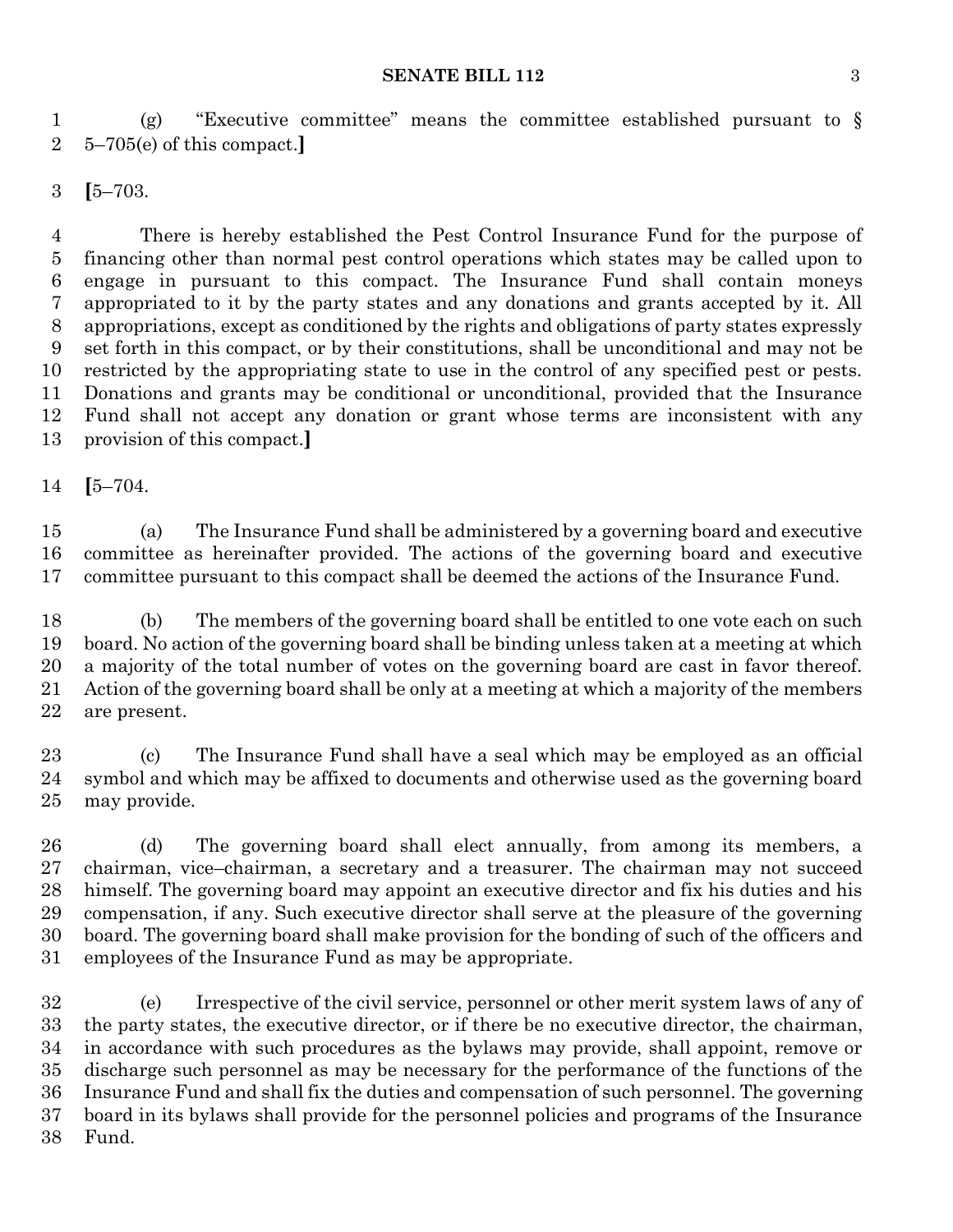(g) "Executive committee" means the committee established pursuant to § 5–705(e) of this compact.]

[5–703.

There is hereby established the Pest Control Insurance Fund for the purpose of financing other than normal pest control operations which states may be called upon to engage in pursuant to this compact. The Insurance Fund shall contain moneys appropriated to it by the party states and any donations and grants accepted by it. All appropriations, except as conditioned by the rights and obligations of party states expressly set forth in this compact, or by their constitutions, shall be unconditional and may not be restricted by the appropriating state to use in the control of any specified pest or pests. Donations and grants may be conditional or unconditional, provided that the Insurance Fund shall not accept any donation or grant whose terms are inconsistent with any provision of this compact.]

[5–704.

(a) The Insurance Fund shall be administered by a governing board and executive committee as hereinafter provided. The actions of the governing board and executive committee pursuant to this compact shall be deemed the actions of the Insurance Fund.

(b) The members of the governing board shall be entitled to one vote each on such board. No action of the governing board shall be binding unless taken at a meeting at which a majority of the total number of votes on the governing board are cast in favor thereof. Action of the governing board shall be only at a meeting at which a majority of the members are present.

(c) The Insurance Fund shall have a seal which may be employed as an official symbol and which may be affixed to documents and otherwise used as the governing board may provide.

(d) The governing board shall elect annually, from among its members, a chairman, vice–chairman, a secretary and a treasurer. The chairman may not succeed himself. The governing board may appoint an executive director and fix his duties and his compensation, if any. Such executive director shall serve at the pleasure of the governing board. The governing board shall make provision for the bonding of such of the officers and employees of the Insurance Fund as may be appropriate.

(e) Irrespective of the civil service, personnel or other merit system laws of any of the party states, the executive director, or if there be no executive director, the chairman, in accordance with such procedures as the bylaws may provide, shall appoint, remove or discharge such personnel as may be necessary for the performance of the functions of the Insurance Fund and shall fix the duties and compensation of such personnel. The governing board in its bylaws shall provide for the personnel policies and programs of the Insurance Fund.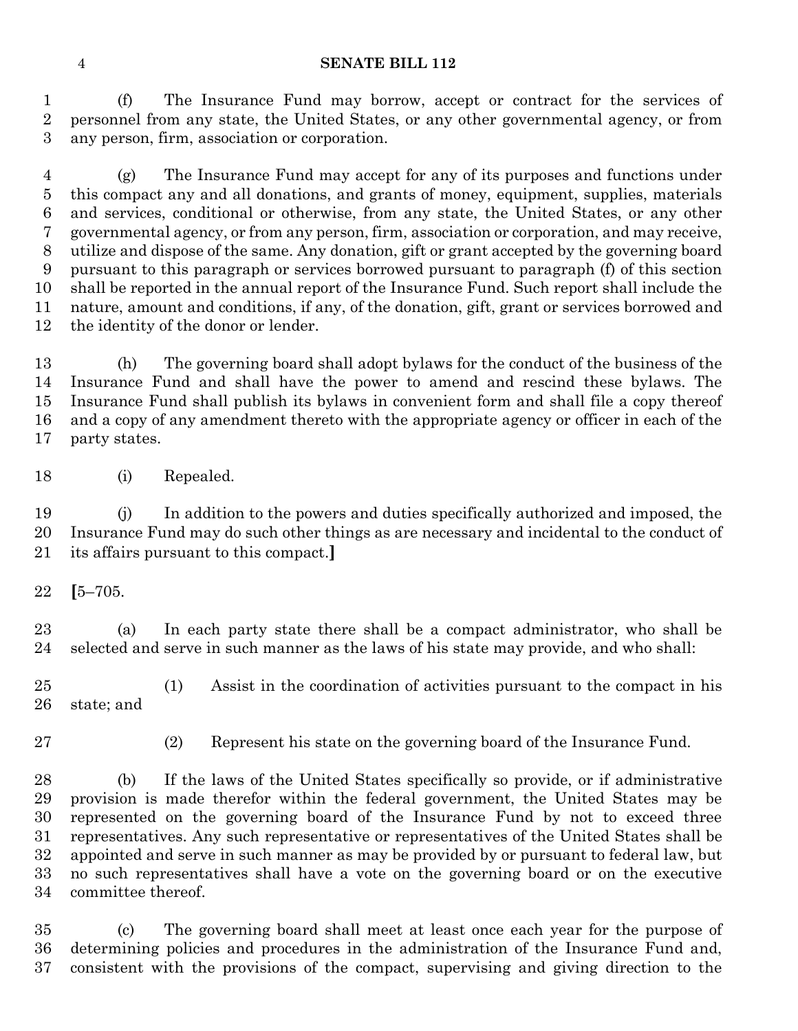(f) The Insurance Fund may borrow, accept or contract for the services of personnel from any state, the United States, or any other governmental agency, or from any person, firm, association or corporation.

(g) The Insurance Fund may accept for any of its purposes and functions under this compact any and all donations, and grants of money, equipment, supplies, materials and services, conditional or otherwise, from any state, the United States, or any other governmental agency, or from any person, firm, association or corporation, and may receive, utilize and dispose of the same. Any donation, gift or grant accepted by the governing board pursuant to this paragraph or services borrowed pursuant to paragraph (f) of this section shall be reported in the annual report of the Insurance Fund. Such report shall include the nature, amount and conditions, if any, of the donation, gift, grant or services borrowed and the identity of the donor or lender.

(h) The governing board shall adopt bylaws for the conduct of the business of the Insurance Fund and shall have the power to amend and rescind these bylaws. The Insurance Fund shall publish its bylaws in convenient form and shall file a copy thereof and a copy of any amendment thereto with the appropriate agency or officer in each of the party states.

(i) Repealed.

(j) In addition to the powers and duties specifically authorized and imposed, the Insurance Fund may do such other things as are necessary and incidental to the conduct of its affairs pursuant to this compact.**]**

**[**5–705.

(a) In each party state there shall be a compact administrator, who shall be selected and serve in such manner as the laws of his state may provide, and who shall:

(1) Assist in the coordination of activities pursuant to the compact in his state; and

(2) Represent his state on the governing board of the Insurance Fund.

(b) If the laws of the United States specifically so provide, or if administrative provision is made therefor within the federal government, the United States may be represented on the governing board of the Insurance Fund by not to exceed three representatives. Any such representative or representatives of the United States shall be appointed and serve in such manner as may be provided by or pursuant to federal law, but no such representatives shall have a vote on the governing board or on the executive committee thereof.

(c) The governing board shall meet at least once each year for the purpose of determining policies and procedures in the administration of the Insurance Fund and, consistent with the provisions of the compact, supervising and giving direction to the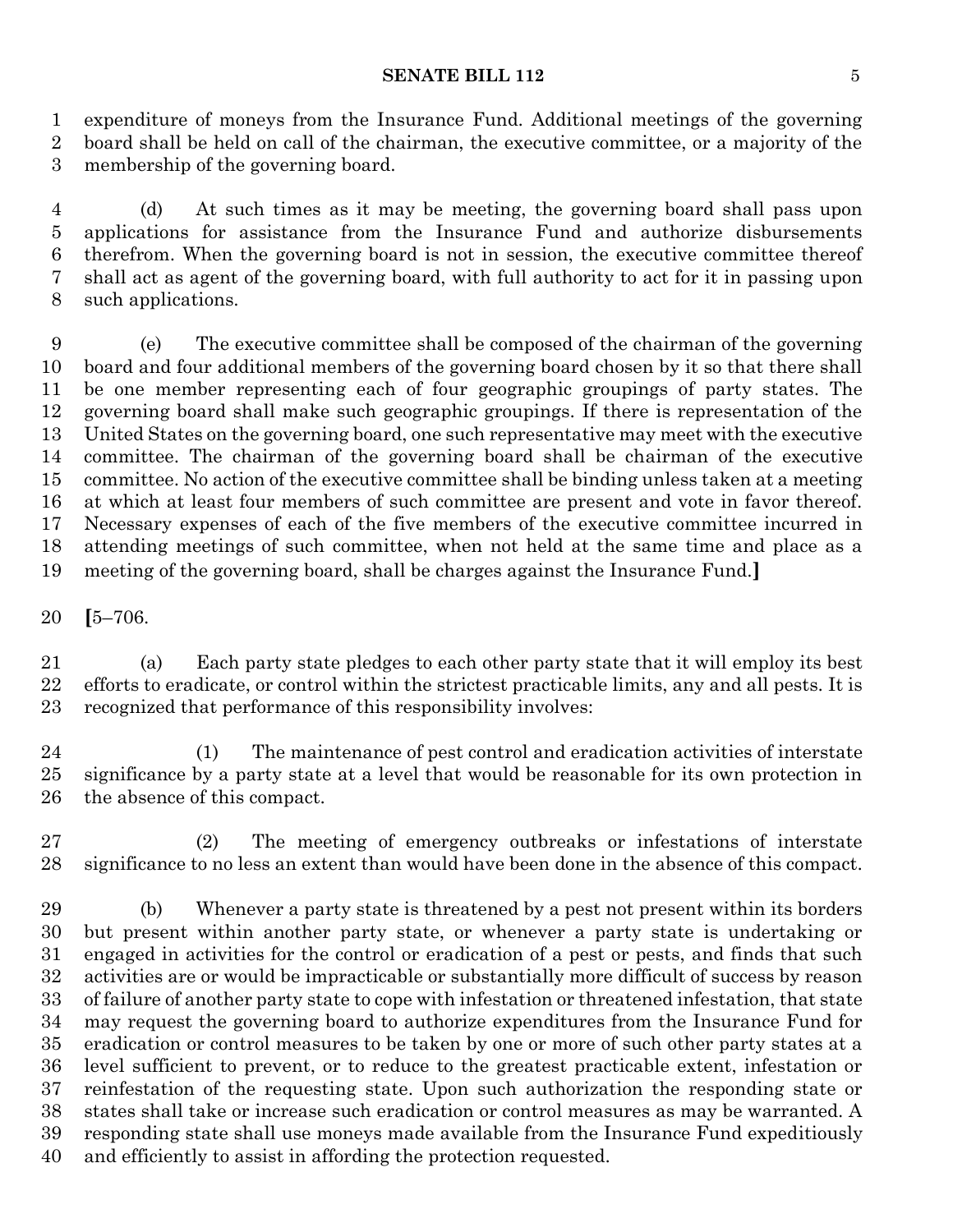expenditure of moneys from the Insurance Fund. Additional meetings of the governing board shall be held on call of the chairman, the executive committee, or a majority of the membership of the governing board.

(d) At such times as it may be meeting, the governing board shall pass upon applications for assistance from the Insurance Fund and authorize disbursements therefrom. When the governing board is not in session, the executive committee thereof shall act as agent of the governing board, with full authority to act for it in passing upon such applications.

(e) The executive committee shall be composed of the chairman of the governing board and four additional members of the governing board chosen by it so that there shall be one member representing each of four geographic groupings of party states. The governing board shall make such geographic groupings. If there is representation of the United States on the governing board, one such representative may meet with the executive committee. The chairman of the governing board shall be chairman of the executive committee. No action of the executive committee shall be binding unless taken at a meeting at which at least four members of such committee are present and vote in favor thereof. Necessary expenses of each of the five members of the executive committee incurred in attending meetings of such committee, when not held at the same time and place as a meeting of the governing board, shall be charges against the Insurance Fund.**]**

**[**5–706.

(a) Each party state pledges to each other party state that it will employ its best efforts to eradicate, or control within the strictest practicable limits, any and all pests. It is recognized that performance of this responsibility involves:

(1) The maintenance of pest control and eradication activities of interstate significance by a party state at a level that would be reasonable for its own protection in the absence of this compact.

(2) The meeting of emergency outbreaks or infestations of interstate significance to no less an extent than would have been done in the absence of this compact.

(b) Whenever a party state is threatened by a pest not present within its borders but present within another party state, or whenever a party state is undertaking or engaged in activities for the control or eradication of a pest or pests, and finds that such activities are or would be impracticable or substantially more difficult of success by reason of failure of another party state to cope with infestation or threatened infestation, that state may request the governing board to authorize expenditures from the Insurance Fund for eradication or control measures to be taken by one or more of such other party states at a level sufficient to prevent, or to reduce to the greatest practicable extent, infestation or reinfestation of the requesting state. Upon such authorization the responding state or states shall take or increase such eradication or control measures as may be warranted. A responding state shall use moneys made available from the Insurance Fund expeditiously and efficiently to assist in affording the protection requested.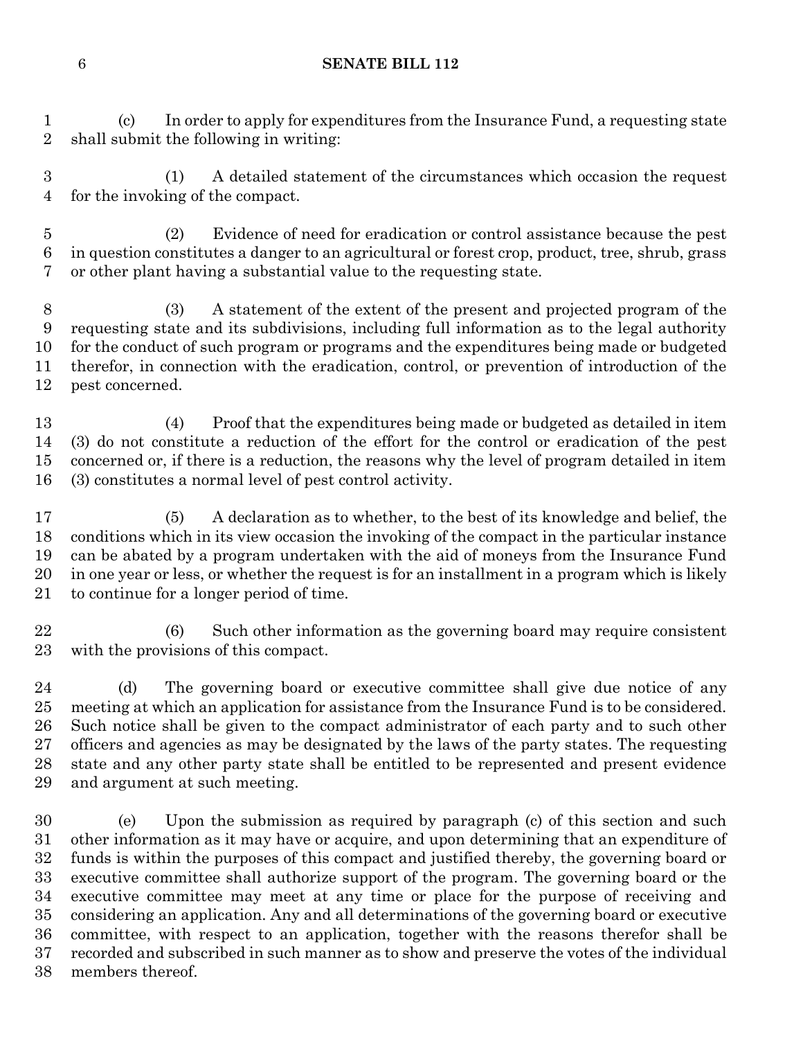(c) In order to apply for expenditures from the Insurance Fund, a requesting state shall submit the following in writing:

(1) A detailed statement of the circumstances which occasion the request for the invoking of the compact.

(2) Evidence of need for eradication or control assistance because the pest in question constitutes a danger to an agricultural or forest crop, product, tree, shrub, grass or other plant having a substantial value to the requesting state.

(3) A statement of the extent of the present and projected program of the requesting state and its subdivisions, including full information as to the legal authority for the conduct of such program or programs and the expenditures being made or budgeted therefor, in connection with the eradication, control, or prevention of introduction of the pest concerned.

(4) Proof that the expenditures being made or budgeted as detailed in item (3) do not constitute a reduction of the effort for the control or eradication of the pest concerned or, if there is a reduction, the reasons why the level of program detailed in item (3) constitutes a normal level of pest control activity.

(5) A declaration as to whether, to the best of its knowledge and belief, the conditions which in its view occasion the invoking of the compact in the particular instance can be abated by a program undertaken with the aid of moneys from the Insurance Fund in one year or less, or whether the request is for an installment in a program which is likely to continue for a longer period of time.

(6) Such other information as the governing board may require consistent with the provisions of this compact.

(d) The governing board or executive committee shall give due notice of any meeting at which an application for assistance from the Insurance Fund is to be considered. Such notice shall be given to the compact administrator of each party and to such other officers and agencies as may be designated by the laws of the party states. The requesting state and any other party state shall be entitled to be represented and present evidence and argument at such meeting.

(e) Upon the submission as required by paragraph (c) of this section and such other information as it may have or acquire, and upon determining that an expenditure of funds is within the purposes of this compact and justified thereby, the governing board or executive committee shall authorize support of the program. The governing board or the executive committee may meet at any time or place for the purpose of receiving and considering an application. Any and all determinations of the governing board or executive committee, with respect to an application, together with the reasons therefor shall be recorded and subscribed in such manner as to show and preserve the votes of the individual members thereof.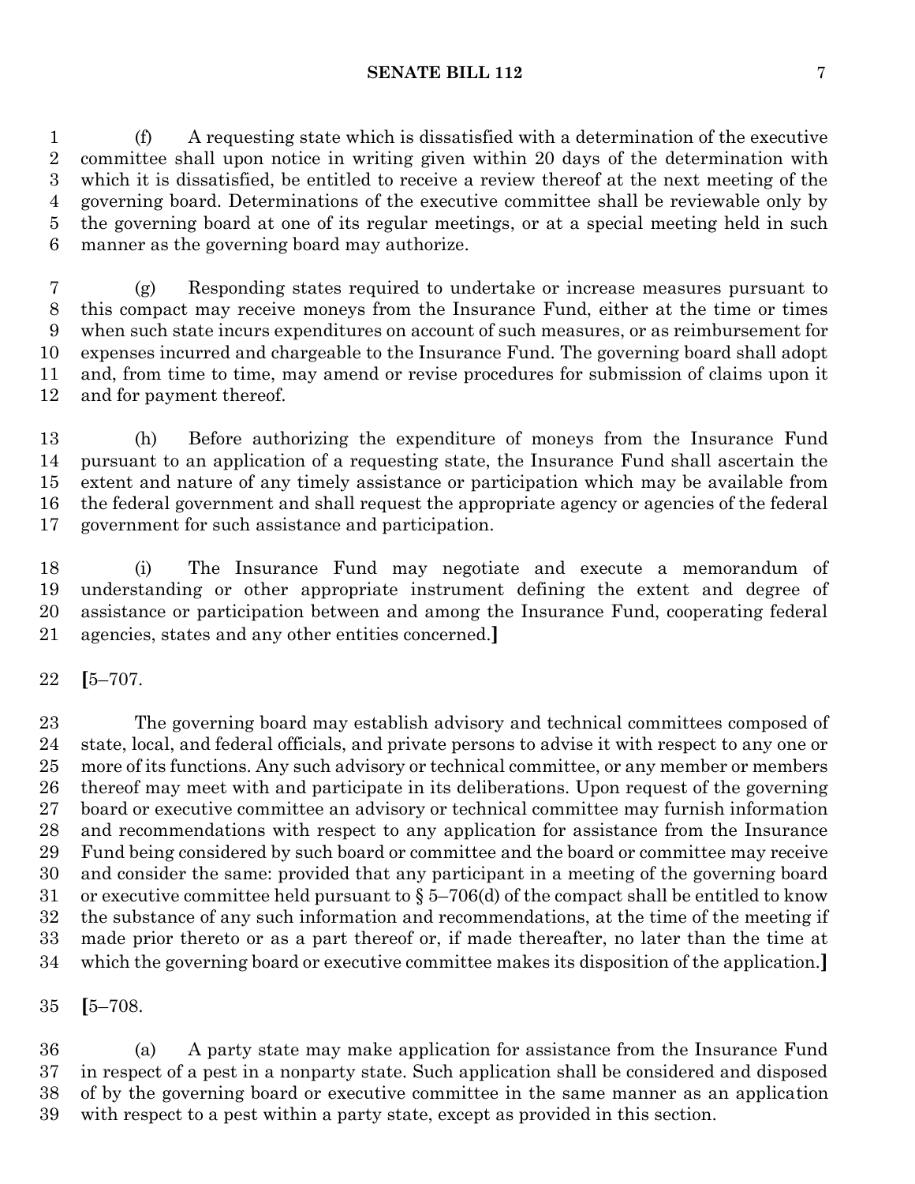(f) A requesting state which is dissatisfied with a determination of the executive committee shall upon notice in writing given within 20 days of the determination with which it is dissatisfied, be entitled to receive a review thereof at the next meeting of the governing board. Determinations of the executive committee shall be reviewable only by the governing board at one of its regular meetings, or at a special meeting held in such manner as the governing board may authorize.

(g) Responding states required to undertake or increase measures pursuant to this compact may receive moneys from the Insurance Fund, either at the time or times when such state incurs expenditures on account of such measures, or as reimbursement for expenses incurred and chargeable to the Insurance Fund. The governing board shall adopt and, from time to time, may amend or revise procedures for submission of claims upon it and for payment thereof.

(h) Before authorizing the expenditure of moneys from the Insurance Fund pursuant to an application of a requesting state, the Insurance Fund shall ascertain the extent and nature of any timely assistance or participation which may be available from the federal government and shall request the appropriate agency or agencies of the federal government for such assistance and participation.

(i) The Insurance Fund may negotiate and execute a memorandum of understanding or other appropriate instrument defining the extent and degree of assistance or participation between and among the Insurance Fund, cooperating federal agencies, states and any other entities concerned.**]**

**[**5–707.

The governing board may establish advisory and technical committees composed of state, local, and federal officials, and private persons to advise it with respect to any one or more of its functions. Any such advisory or technical committee, or any member or members thereof may meet with and participate in its deliberations. Upon request of the governing board or executive committee an advisory or technical committee may furnish information and recommendations with respect to any application for assistance from the Insurance Fund being considered by such board or committee and the board or committee may receive and consider the same: provided that any participant in a meeting of the governing board or executive committee held pursuant to § 5–706(d) of the compact shall be entitled to know the substance of any such information and recommendations, at the time of the meeting if made prior thereto or as a part thereof or, if made thereafter, no later than the time at which the governing board or executive committee makes its disposition of the application.**]**

**[**5–708.

(a) A party state may make application for assistance from the Insurance Fund in respect of a pest in a nonparty state. Such application shall be considered and disposed of by the governing board or executive committee in the same manner as an application with respect to a pest within a party state, except as provided in this section.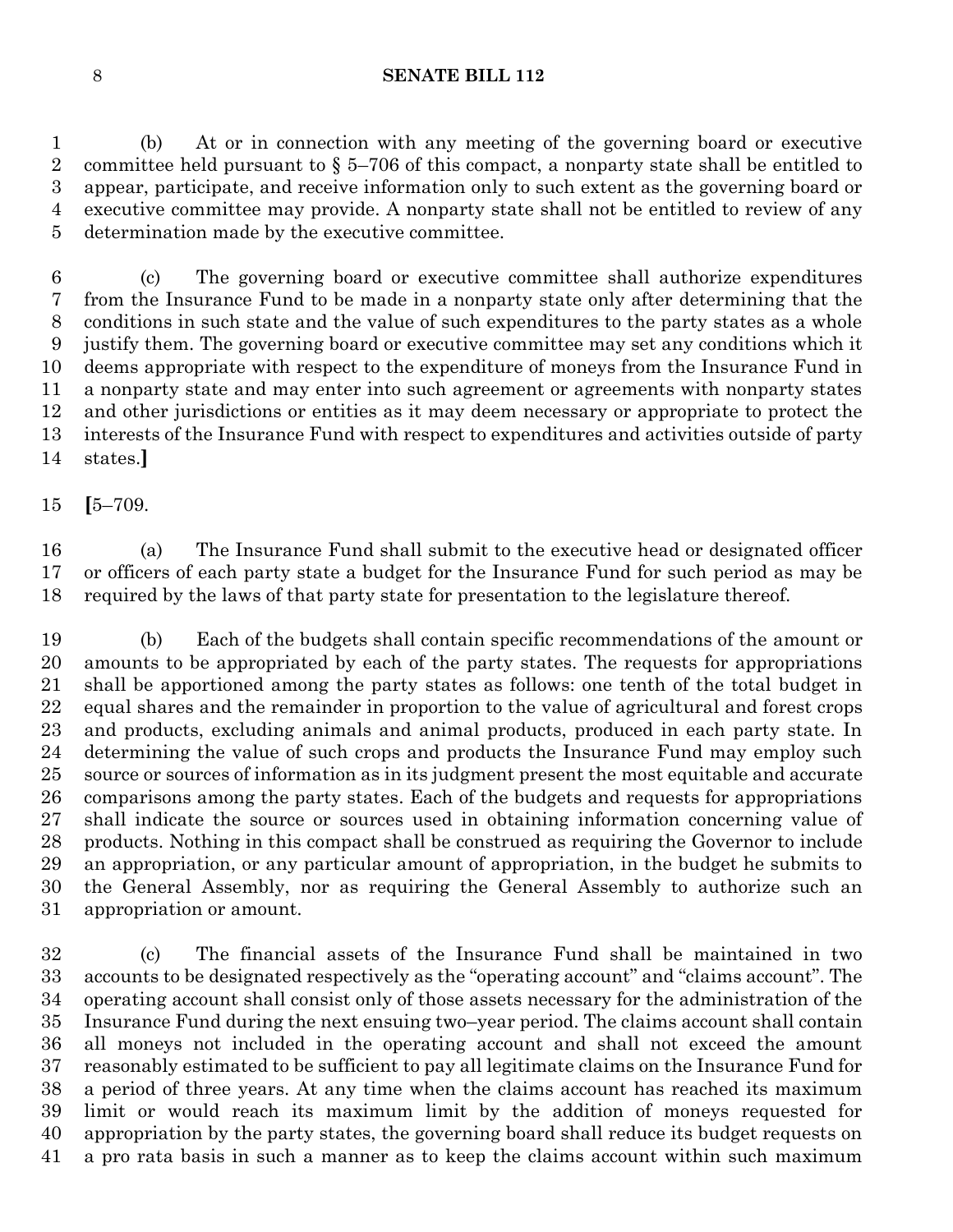(b) At or in connection with any meeting of the governing board or executive committee held pursuant to § 5–706 of this compact, a nonparty state shall be entitled to appear, participate, and receive information only to such extent as the governing board or executive committee may provide. A nonparty state shall not be entitled to review of any determination made by the executive committee.

(c) The governing board or executive committee shall authorize expenditures from the Insurance Fund to be made in a nonparty state only after determining that the conditions in such state and the value of such expenditures to the party states as a whole justify them. The governing board or executive committee may set any conditions which it deems appropriate with respect to the expenditure of moneys from the Insurance Fund in a nonparty state and may enter into such agreement or agreements with nonparty states and other jurisdictions or entities as it may deem necessary or appropriate to protect the interests of the Insurance Fund with respect to expenditures and activities outside of party states.**]**

**[**5–709.

(a) The Insurance Fund shall submit to the executive head or designated officer or officers of each party state a budget for the Insurance Fund for such period as may be required by the laws of that party state for presentation to the legislature thereof.

(b) Each of the budgets shall contain specific recommendations of the amount or amounts to be appropriated by each of the party states. The requests for appropriations shall be apportioned among the party states as follows: one tenth of the total budget in equal shares and the remainder in proportion to the value of agricultural and forest crops and products, excluding animals and animal products, produced in each party state. In determining the value of such crops and products the Insurance Fund may employ such source or sources of information as in its judgment present the most equitable and accurate comparisons among the party states. Each of the budgets and requests for appropriations shall indicate the source or sources used in obtaining information concerning value of products. Nothing in this compact shall be construed as requiring the Governor to include an appropriation, or any particular amount of appropriation, in the budget he submits to the General Assembly, nor as requiring the General Assembly to authorize such an appropriation or amount.

(c) The financial assets of the Insurance Fund shall be maintained in two accounts to be designated respectively as the "operating account" and "claims account". The operating account shall consist only of those assets necessary for the administration of the Insurance Fund during the next ensuing two–year period. The claims account shall contain all moneys not included in the operating account and shall not exceed the amount reasonably estimated to be sufficient to pay all legitimate claims on the Insurance Fund for a period of three years. At any time when the claims account has reached its maximum limit or would reach its maximum limit by the addition of moneys requested for appropriation by the party states, the governing board shall reduce its budget requests on a pro rata basis in such a manner as to keep the claims account within such maximum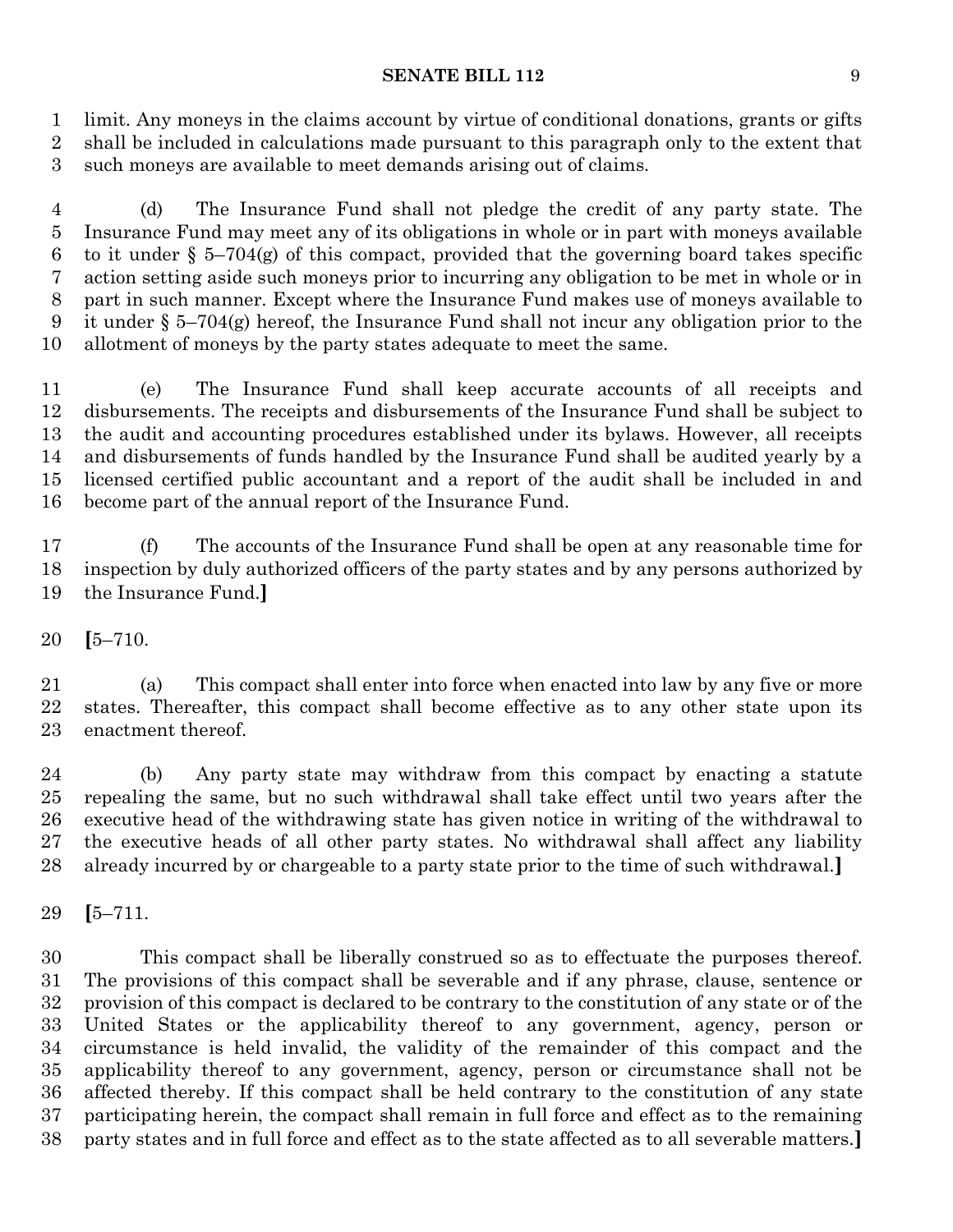limit. Any moneys in the claims account by virtue of conditional donations, grants or gifts shall be included in calculations made pursuant to this paragraph only to the extent that such moneys are available to meet demands arising out of claims.

(d) The Insurance Fund shall not pledge the credit of any party state. The Insurance Fund may meet any of its obligations in whole or in part with moneys available to it under § 5–704(g) of this compact, provided that the governing board takes specific action setting aside such moneys prior to incurring any obligation to be met in whole or in part in such manner. Except where the Insurance Fund makes use of moneys available to it under § 5–704(g) hereof, the Insurance Fund shall not incur any obligation prior to the allotment of moneys by the party states adequate to meet the same.

(e) The Insurance Fund shall keep accurate accounts of all receipts and disbursements. The receipts and disbursements of the Insurance Fund shall be subject to the audit and accounting procedures established under its bylaws. However, all receipts and disbursements of funds handled by the Insurance Fund shall be audited yearly by a licensed certified public accountant and a report of the audit shall be included in and become part of the annual report of the Insurance Fund.

(f) The accounts of the Insurance Fund shall be open at any reasonable time for inspection by duly authorized officers of the party states and by any persons authorized by the Insurance Fund.**]**

**[**5–710.

(a) This compact shall enter into force when enacted into law by any five or more states. Thereafter, this compact shall become effective as to any other state upon its enactment thereof.

(b) Any party state may withdraw from this compact by enacting a statute repealing the same, but no such withdrawal shall take effect until two years after the executive head of the withdrawing state has given notice in writing of the withdrawal to the executive heads of all other party states. No withdrawal shall affect any liability already incurred by or chargeable to a party state prior to the time of such withdrawal.**]**

**[**5–711.

This compact shall be liberally construed so as to effectuate the purposes thereof. The provisions of this compact shall be severable and if any phrase, clause, sentence or provision of this compact is declared to be contrary to the constitution of any state or of the United States or the applicability thereof to any government, agency, person or circumstance is held invalid, the validity of the remainder of this compact and the applicability thereof to any government, agency, person or circumstance shall not be affected thereby. If this compact shall be held contrary to the constitution of any state participating herein, the compact shall remain in full force and effect as to the remaining party states and in full force and effect as to the state affected as to all severable matters.**]**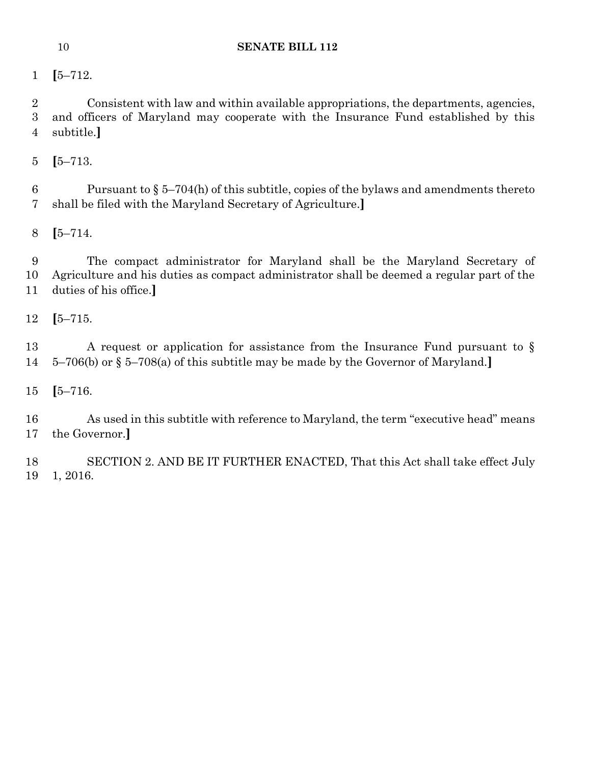[5–712.

Consistent with law and within available appropriations, the departments, agencies, and officers of Maryland may cooperate with the Insurance Fund established by this subtitle.]

[5–713.

Pursuant to § 5–704(h) of this subtitle, copies of the bylaws and amendments thereto shall be filed with the Maryland Secretary of Agriculture.]

[5–714.

The compact administrator for Maryland shall be the Maryland Secretary of Agriculture and his duties as compact administrator shall be deemed a regular part of the duties of his office.]

[5–715.

A request or application for assistance from the Insurance Fund pursuant to § 5–706(b) or § 5–708(a) of this subtitle may be made by the Governor of Maryland.]

[5–716.

As used in this subtitle with reference to Maryland, the term "executive head" means the Governor.]

SECTION 2. AND BE IT FURTHER ENACTED, That this Act shall take effect July 1, 2016.